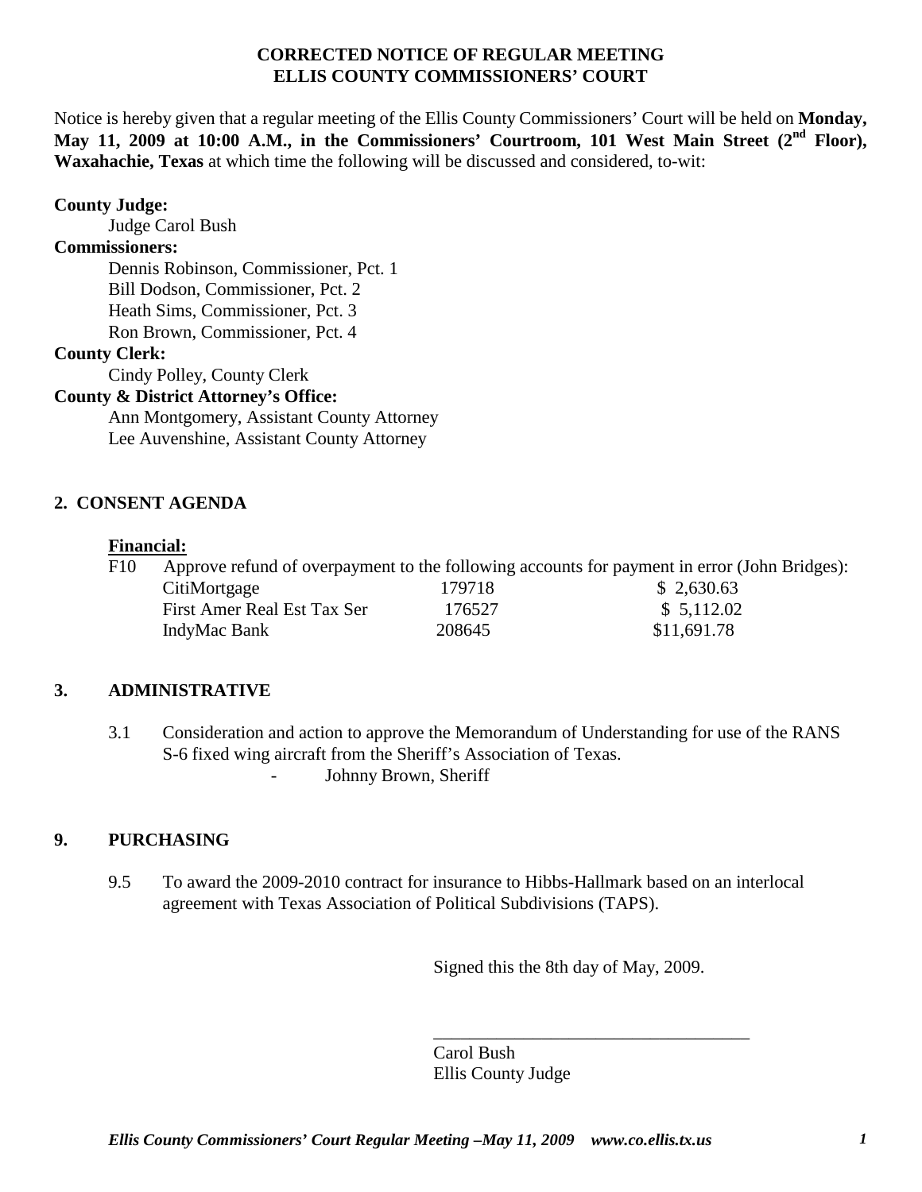# CORRECTED NOTICE OF REGULAR MEETING
# ELLIS COUNTY COMMISSIONERS' COURT

Notice is hereby given that a regular meeting of the Ellis County Commissioners' Court will be held on **Monday, May 11, 2009 at 10:00 A.M., in the Commissioners' Courtroom, 101 West Main Street (2nd Floor), Waxahachie, Texas** at which time the following will be discussed and considered, to-wit:

**County Judge:**
Judge Carol Bush

**Commissioners:**
Dennis Robinson, Commissioner, Pct. 1
Bill Dodson, Commissioner, Pct. 2
Heath Sims, Commissioner, Pct. 3
Ron Brown, Commissioner, Pct. 4

**County Clerk:**
Cindy Polley, County Clerk

**County & District Attorney's Office:**
Ann Montgomery, Assistant County Attorney
Lee Auvenshine, Assistant County Attorney

## 2. CONSENT AGENDA

**Financial:**

F10 Approve refund of overpayment to the following accounts for payment in error (John Bridges):

| | | |
|---|---|---|
| CitiMortgage | 179718 | $ 2,630.63 |
| First Amer Real Est Tax Ser | 176527 | $ 5,112.02 |
| IndyMac Bank | 208645 | $11,691.78 |

## 3. ADMINISTRATIVE

3.1 Consideration and action to approve the Memorandum of Understanding for use of the RANS S-6 fixed wing aircraft from the Sheriff's Association of Texas.
- Johnny Brown, Sheriff

## 9. PURCHASING

9.5 To award the 2009-2010 contract for insurance to Hibbs-Hallmark based on an interlocal agreement with Texas Association of Political Subdivisions (TAPS).

Signed this the 8th day of May, 2009.

___________________________________
Carol Bush
Ellis County Judge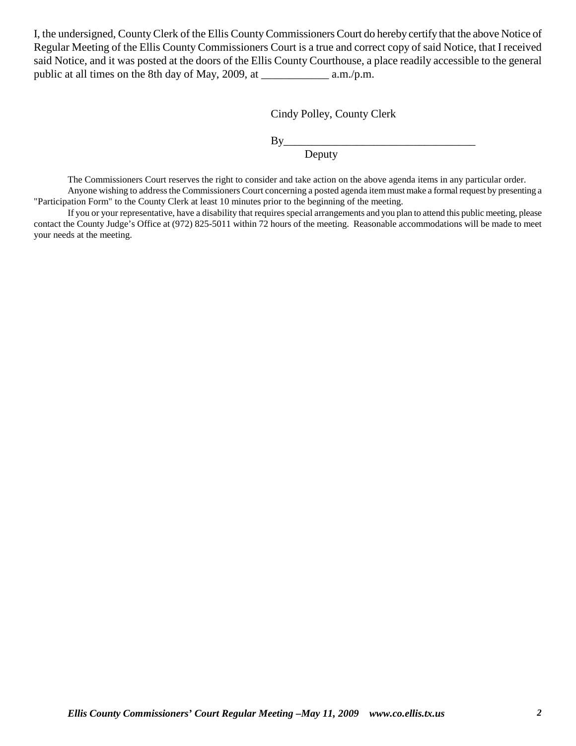I, the undersigned, County Clerk of the Ellis County Commissioners Court do hereby certify that the above Notice of Regular Meeting of the Ellis County Commissioners Court is a true and correct copy of said Notice, that I received said Notice, and it was posted at the doors of the Ellis County Courthouse, a place readily accessible to the general public at all times on the 8th day of May, 2009, at ____________ a.m./p.m.

Cindy Polley, County Clerk

By__________________________________

Deputy

The Commissioners Court reserves the right to consider and take action on the above agenda items in any particular order.

Anyone wishing to address the Commissioners Court concerning a posted agenda item must make a formal request by presenting a "Participation Form" to the County Clerk at least 10 minutes prior to the beginning of the meeting.

If you or your representative, have a disability that requires special arrangements and you plan to attend this public meeting, please contact the County Judge's Office at (972) 825-5011 within 72 hours of the meeting. Reasonable accommodations will be made to meet your needs at the meeting.